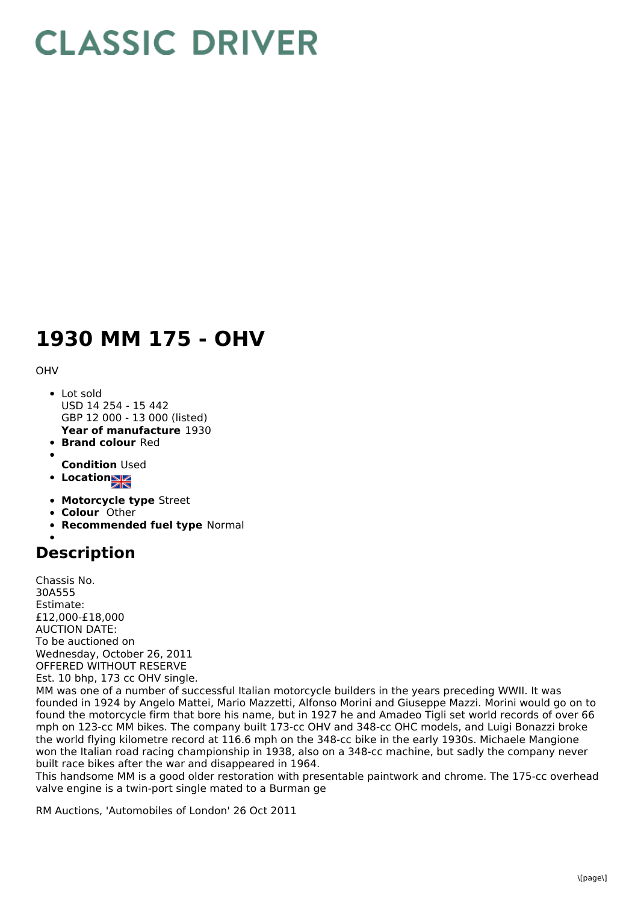# CLASSIC DRIVER

# 1930 MM 175 - OHV

OHV

- Lot sold
  USD 14 254 - 15 442
  GBP 12 000 - 13 000 (listed)
  **Year of manufacture** 1930
- **Brand colour** Red
- 
  **Condition** Used
- **Location**
- **Motorcycle type** Street
- **Colour** Other
- **Recommended fuel type** Normal
- 

## Description

Chassis No.
30A555
Estimate:
£12,000-£18,000
AUCTION DATE:
To be auctioned on
Wednesday, October 26, 2011
OFFERED WITHOUT RESERVE
Est. 10 bhp, 173 cc OHV single.
MM was one of a number of successful Italian motorcycle builders in the years preceding WWII. It was founded in 1924 by Angelo Mattei, Mario Mazzetti, Alfonso Morini and Giuseppe Mazzi. Morini would go on to found the motorcycle firm that bore his name, but in 1927 he and Amadeo Tigli set world records of over 66 mph on 123-cc MM bikes. The company built 173-cc OHV and 348-cc OHC models, and Luigi Bonazzi broke the world flying kilometre record at 116.6 mph on the 348-cc bike in the early 1930s. Michaele Mangione won the Italian road racing championship in 1938, also on a 348-cc machine, but sadly the company never built race bikes after the war and disappeared in 1964.
This handsome MM is a good older restoration with presentable paintwork and chrome. The 175-cc overhead valve engine is a twin-port single mated to a Burman ge

RM Auctions, 'Automobiles of London' 26 Oct 2011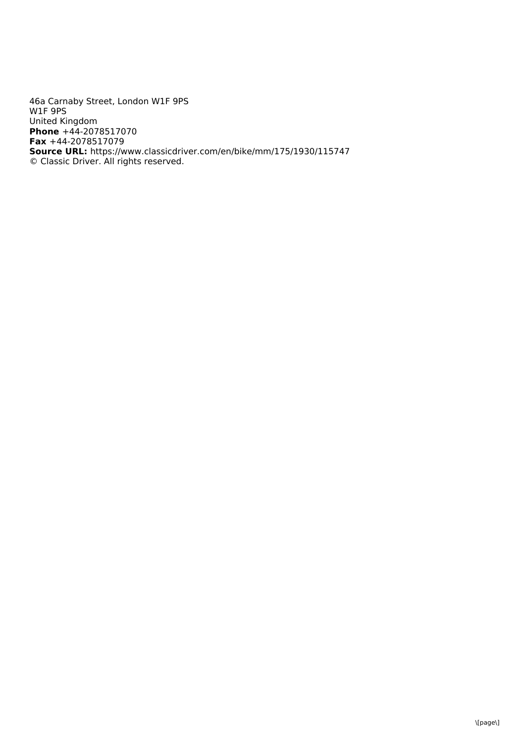46a Carnaby Street, London W1F 9PS
W1F 9PS
United Kingdom
**Phone** +44-2078517070
**Fax** +44-2078517079
**Source URL:** https://www.classicdriver.com/en/bike/mm/175/1930/115747
© Classic Driver. All rights reserved.